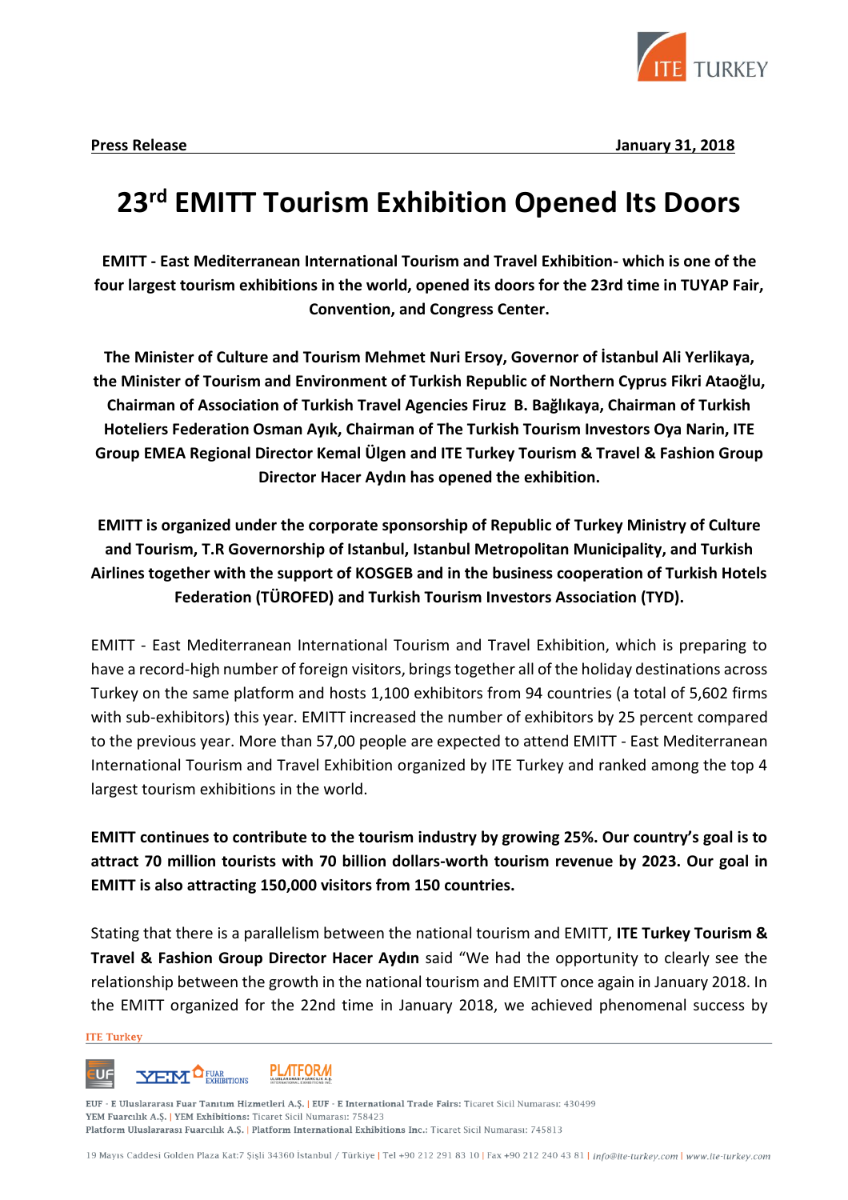**Press Release** **January 31, 2018**

# 23rd EMITT Tourism Exhibition Opened Its Doors

**EMITT - East Mediterranean International Tourism and Travel Exhibition- which is one of the four largest tourism exhibitions in the world, opened its doors for the 23rd time in TUYAP Fair, Convention, and Congress Center.**

**The Minister of Culture and Tourism Mehmet Nuri Ersoy, Governor of İstanbul Ali Yerlikaya, the Minister of Tourism and Environment of Turkish Republic of Northern Cyprus Fikri Ataoğlu, Chairman of Association of Turkish Travel Agencies Firuz B. Bağlıkaya, Chairman of Turkish Hoteliers Federation Osman Ayık, Chairman of The Turkish Tourism Investors Oya Narin, ITE Group EMEA Regional Director Kemal Ülgen and ITE Turkey Tourism & Travel & Fashion Group Director Hacer Aydın has opened the exhibition.**

**EMITT is organized under the corporate sponsorship of Republic of Turkey Ministry of Culture and Tourism, T.R Governorship of Istanbul, Istanbul Metropolitan Municipality, and Turkish Airlines together with the support of KOSGEB and in the business cooperation of Turkish Hotels Federation (TÜROFED) and Turkish Tourism Investors Association (TYD).**

EMITT - East Mediterranean International Tourism and Travel Exhibition, which is preparing to have a record-high number of foreign visitors, brings together all of the holiday destinations across Turkey on the same platform and hosts 1,100 exhibitors from 94 countries (a total of 5,602 firms with sub-exhibitors) this year. EMITT increased the number of exhibitors by 25 percent compared to the previous year. More than 57,00 people are expected to attend EMITT - East Mediterranean International Tourism and Travel Exhibition organized by ITE Turkey and ranked among the top 4 largest tourism exhibitions in the world.

**EMITT continues to contribute to the tourism industry by growing 25%. Our country's goal is to attract 70 million tourists with 70 billion dollars-worth tourism revenue by 2023. Our goal in EMITT is also attracting 150,000 visitors from 150 countries.**

Stating that there is a parallelism between the national tourism and EMITT, **ITE Turkey Tourism & Travel & Fashion Group Director Hacer Aydın** said "We had the opportunity to clearly see the relationship between the growth in the national tourism and EMITT once again in January 2018. In the EMITT organized for the 22nd time in January 2018, we achieved phenomenal success by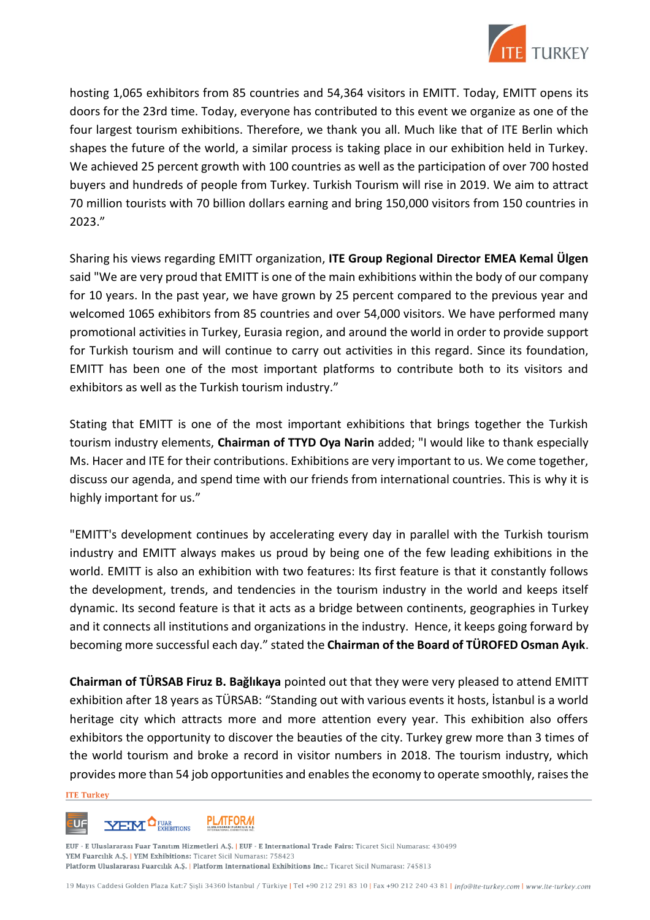hosting 1,065 exhibitors from 85 countries and 54,364 visitors in EMITT. Today, EMITT opens its doors for the 23rd time. Today, everyone has contributed to this event we organize as one of the four largest tourism exhibitions. Therefore, we thank you all. Much like that of ITE Berlin which shapes the future of the world, a similar process is taking place in our exhibition held in Turkey. We achieved 25 percent growth with 100 countries as well as the participation of over 700 hosted buyers and hundreds of people from Turkey. Turkish Tourism will rise in 2019. We aim to attract 70 million tourists with 70 billion dollars earning and bring 150,000 visitors from 150 countries in 2023."

Sharing his views regarding EMITT organization, **ITE Group Regional Director EMEA Kemal Ülgen** said "We are very proud that EMITT is one of the main exhibitions within the body of our company for 10 years. In the past year, we have grown by 25 percent compared to the previous year and welcomed 1065 exhibitors from 85 countries and over 54,000 visitors. We have performed many promotional activities in Turkey, Eurasia region, and around the world in order to provide support for Turkish tourism and will continue to carry out activities in this regard. Since its foundation, EMITT has been one of the most important platforms to contribute both to its visitors and exhibitors as well as the Turkish tourism industry."

Stating that EMITT is one of the most important exhibitions that brings together the Turkish tourism industry elements, **Chairman of TTYD Oya Narin** added; "I would like to thank especially Ms. Hacer and ITE for their contributions. Exhibitions are very important to us. We come together, discuss our agenda, and spend time with our friends from international countries. This is why it is highly important for us."

"EMITT's development continues by accelerating every day in parallel with the Turkish tourism industry and EMITT always makes us proud by being one of the few leading exhibitions in the world. EMITT is also an exhibition with two features: Its first feature is that it constantly follows the development, trends, and tendencies in the tourism industry in the world and keeps itself dynamic. Its second feature is that it acts as a bridge between continents, geographies in Turkey and it connects all institutions and organizations in the industry. Hence, it keeps going forward by becoming more successful each day." stated the **Chairman of the Board of TÜROFED Osman Ayık**.

**Chairman of TÜRSAB Firuz B. Bağlıkaya** pointed out that they were very pleased to attend EMITT exhibition after 18 years as TÜRSAB: "Standing out with various events it hosts, İstanbul is a world heritage city which attracts more and more attention every year. This exhibition also offers exhibitors the opportunity to discover the beauties of the city. Turkey grew more than 3 times of the world tourism and broke a record in visitor numbers in 2018. The tourism industry, which provides more than 54 job opportunities and enables the economy to operate smoothly, raises the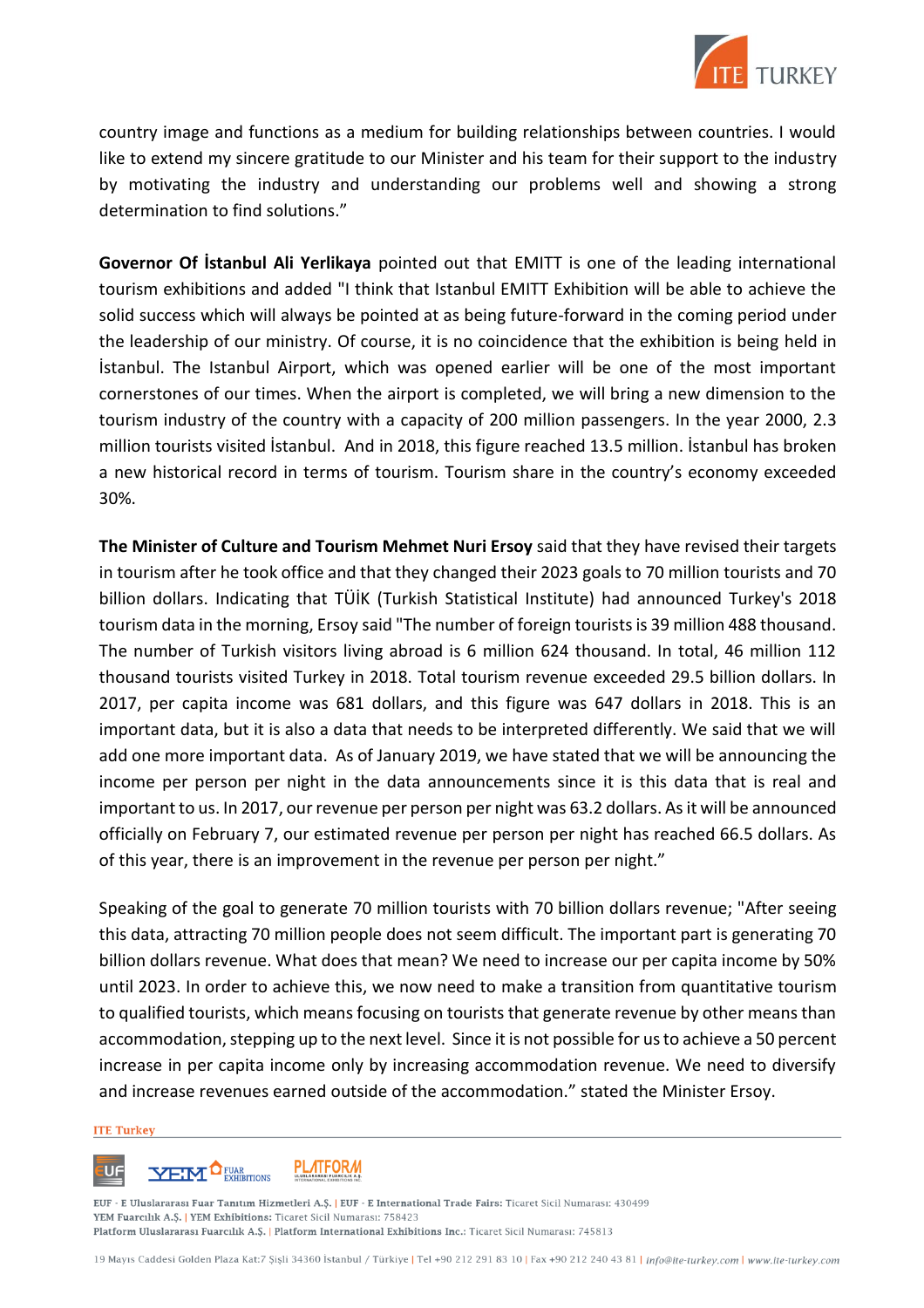country image and functions as a medium for building relationships between countries. I would like to extend my sincere gratitude to our Minister and his team for their support to the industry by motivating the industry and understanding our problems well and showing a strong determination to find solutions."

**Governor Of İstanbul Ali Yerlikaya** pointed out that EMITT is one of the leading international tourism exhibitions and added "I think that Istanbul EMITT Exhibition will be able to achieve the solid success which will always be pointed at as being future-forward in the coming period under the leadership of our ministry. Of course, it is no coincidence that the exhibition is being held in İstanbul. The Istanbul Airport, which was opened earlier will be one of the most important cornerstones of our times. When the airport is completed, we will bring a new dimension to the tourism industry of the country with a capacity of 200 million passengers. In the year 2000, 2.3 million tourists visited İstanbul. And in 2018, this figure reached 13.5 million. İstanbul has broken a new historical record in terms of tourism. Tourism share in the country's economy exceeded 30%.

**The Minister of Culture and Tourism Mehmet Nuri Ersoy** said that they have revised their targets in tourism after he took office and that they changed their 2023 goals to 70 million tourists and 70 billion dollars. Indicating that TÜİK (Turkish Statistical Institute) had announced Turkey's 2018 tourism data in the morning, Ersoy said "The number of foreign tourists is 39 million 488 thousand. The number of Turkish visitors living abroad is 6 million 624 thousand. In total, 46 million 112 thousand tourists visited Turkey in 2018. Total tourism revenue exceeded 29.5 billion dollars. In 2017, per capita income was 681 dollars, and this figure was 647 dollars in 2018. This is an important data, but it is also a data that needs to be interpreted differently. We said that we will add one more important data. As of January 2019, we have stated that we will be announcing the income per person per night in the data announcements since it is this data that is real and important to us. In 2017, our revenue per person per night was 63.2 dollars. As it will be announced officially on February 7, our estimated revenue per person per night has reached 66.5 dollars. As of this year, there is an improvement in the revenue per person per night."

Speaking of the goal to generate 70 million tourists with 70 billion dollars revenue; "After seeing this data, attracting 70 million people does not seem difficult. The important part is generating 70 billion dollars revenue. What does that mean? We need to increase our per capita income by 50% until 2023. In order to achieve this, we now need to make a transition from quantitative tourism to qualified tourists, which means focusing on tourists that generate revenue by other means than accommodation, stepping up to the next level. Since it is not possible for us to achieve a 50 percent increase in per capita income only by increasing accommodation revenue. We need to diversify and increase revenues earned outside of the accommodation." stated the Minister Ersoy.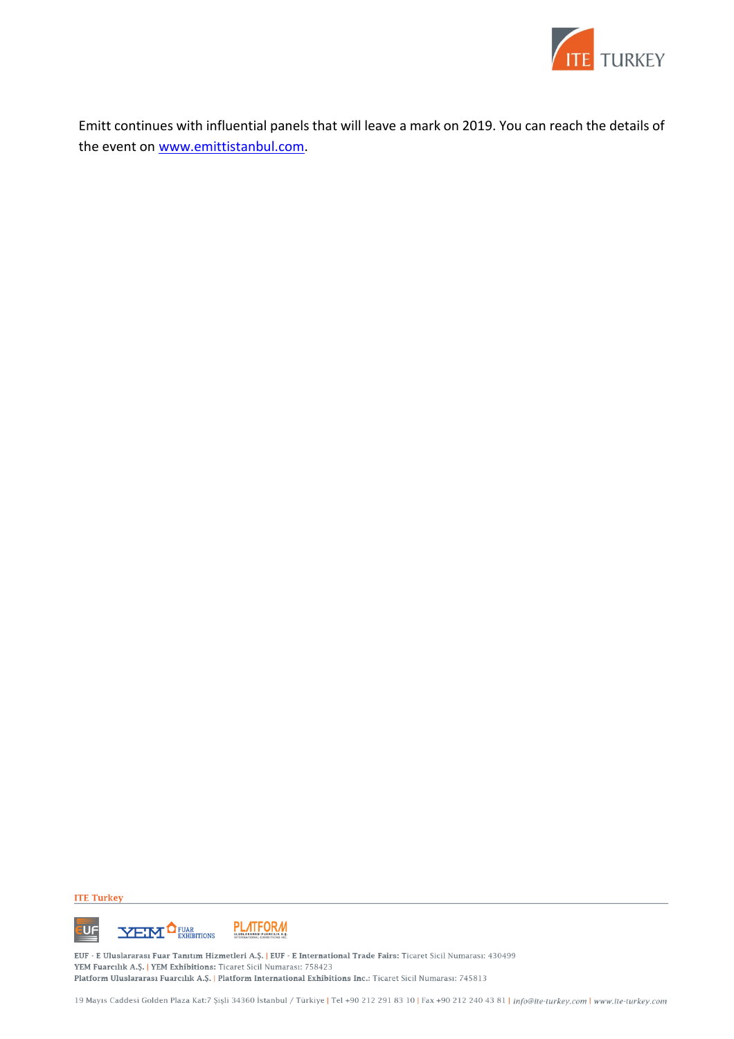Emitt continues with influential panels that will leave a mark on 2019. You can reach the details of the event on [www.emittistanbul.com](http://www.emittistanbul.com).